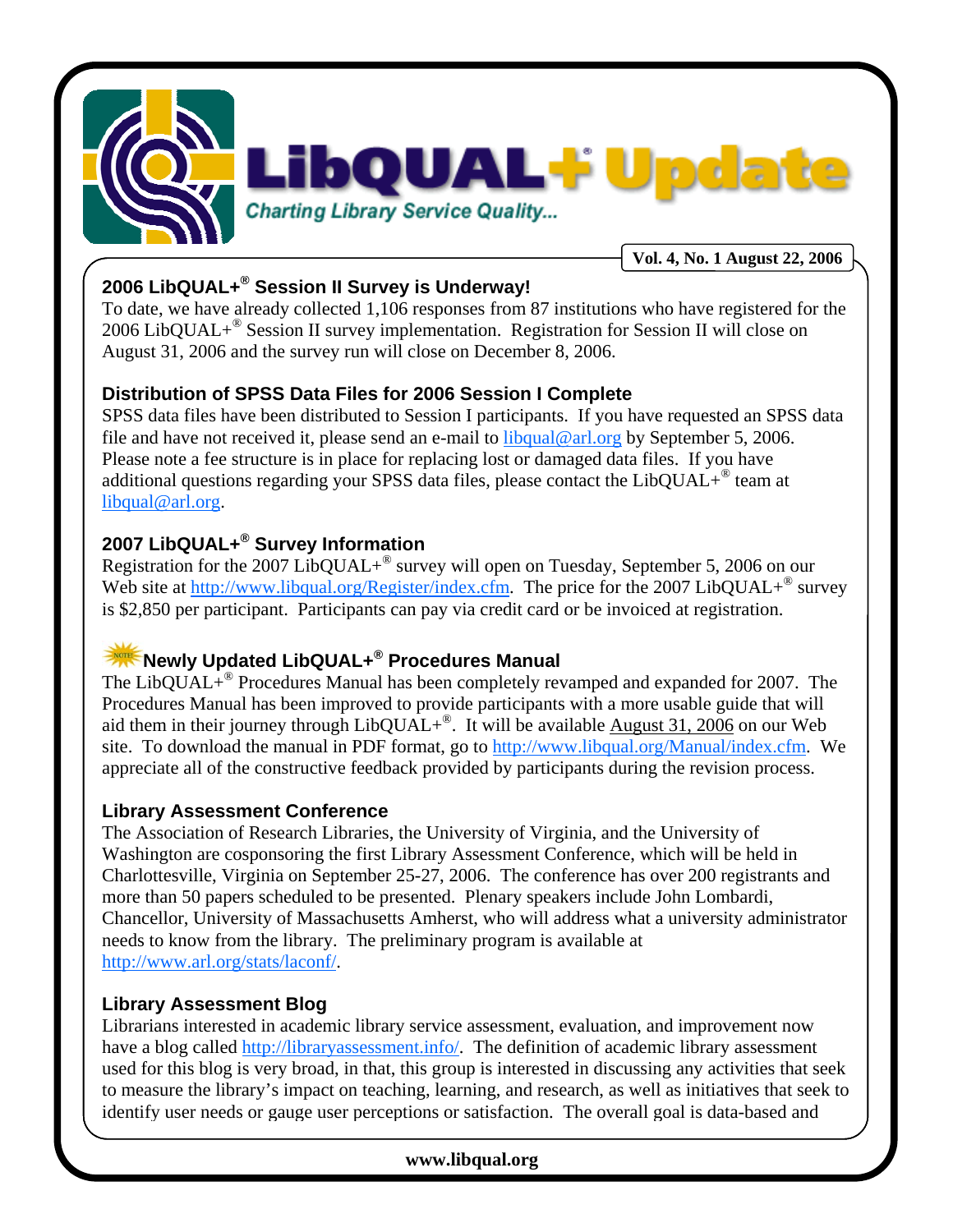# LibQUAL+® Update

*Charting Library Service Quality...*

**Vol. 4, No. 1 August 22, 2006**

## 2006 LibQUAL+® Session II Survey is Underway!

To date, we have already collected 1,106 responses from 87 institutions who have registered for the 2006 LibQUAL+® Session II survey implementation. Registration for Session II will close on August 31, 2006 and the survey run will close on December 8, 2006.

## Distribution of SPSS Data Files for 2006 Session I Complete

SPSS data files have been distributed to Session I participants. If you have requested an SPSS data file and have not received it, please send an e-mail to libqual@arl.org by September 5, 2006. Please note a fee structure is in place for replacing lost or damaged data files. If you have additional questions regarding your SPSS data files, please contact the LibQUAL+® team at libqual@arl.org.

## 2007 LibQUAL+® Survey Information

Registration for the 2007 LibQUAL+® survey will open on Tuesday, September 5, 2006 on our Web site at http://www.libqual.org/Register/index.cfm. The price for the 2007 LibQUAL+® survey is $2,850 per participant. Participants can pay via credit card or be invoiced at registration.

## Newly Updated LibQUAL+® Procedures Manual

The LibQUAL+® Procedures Manual has been completely revamped and expanded for 2007. The Procedures Manual has been improved to provide participants with a more usable guide that will aid them in their journey through LibQUAL+®. It will be available August 31, 2006 on our Web site. To download the manual in PDF format, go to http://www.libqual.org/Manual/index.cfm. We appreciate all of the constructive feedback provided by participants during the revision process.

## Library Assessment Conference

The Association of Research Libraries, the University of Virginia, and the University of Washington are cosponsoring the first Library Assessment Conference, which will be held in Charlottesville, Virginia on September 25-27, 2006. The conference has over 200 registrants and more than 50 papers scheduled to be presented. Plenary speakers include John Lombardi, Chancellor, University of Massachusetts Amherst, who will address what a university administrator needs to know from the library. The preliminary program is available at http://www.arl.org/stats/laconf/.

## Library Assessment Blog

Librarians interested in academic library service assessment, evaluation, and improvement now have a blog called http://libraryassessment.info/. The definition of academic library assessment used for this blog is very broad, in that, this group is interested in discussing any activities that seek to measure the library's impact on teaching, learning, and research, as well as initiatives that seek to identify user needs or gauge user perceptions or satisfaction. The overall goal is data-based and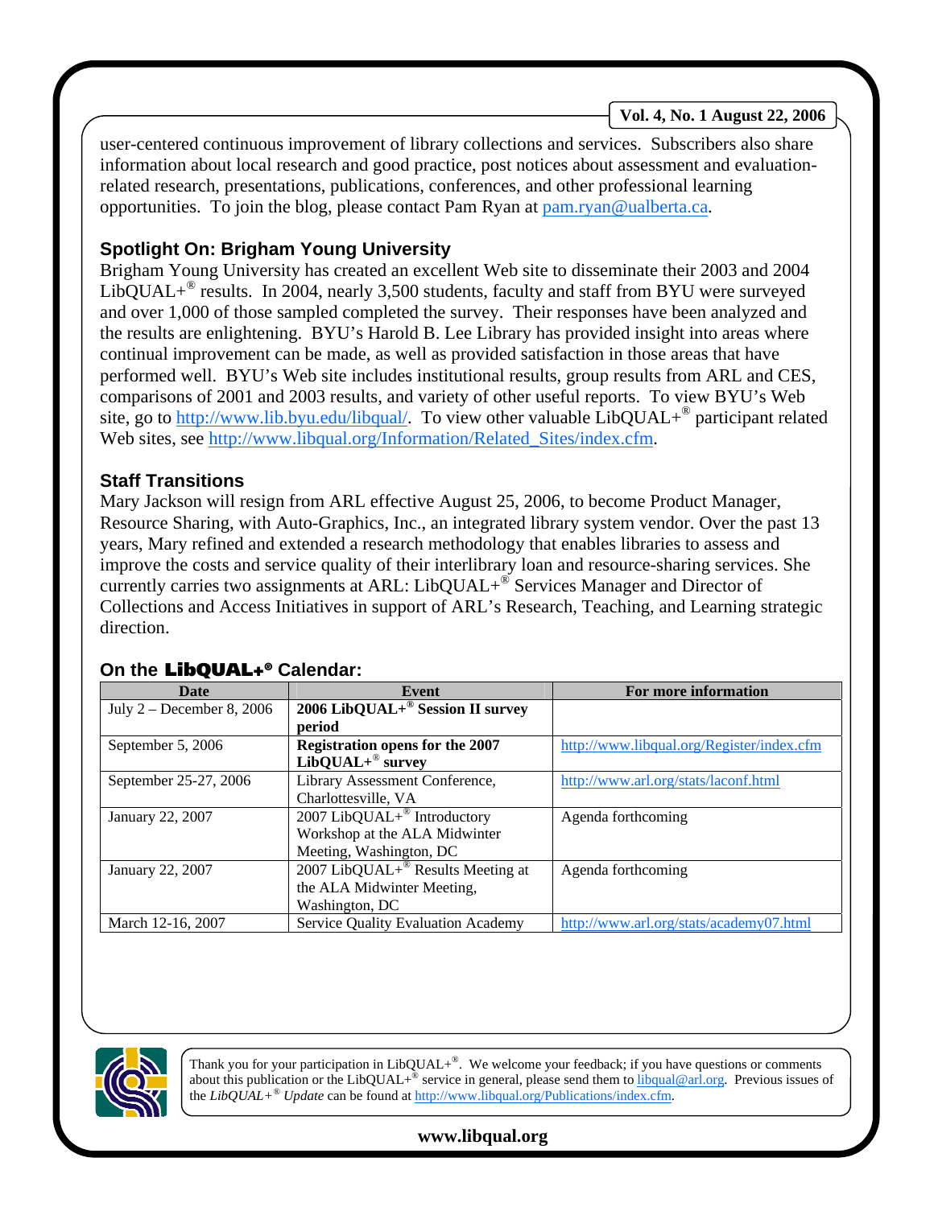user-centered continuous improvement of library collections and services. Subscribers also share information about local research and good practice, post notices about assessment and evaluation-related research, presentations, publications, conferences, and other professional learning opportunities. To join the blog, please contact Pam Ryan at pam.ryan@ualberta.ca.

### Spotlight On: Brigham Young University

Brigham Young University has created an excellent Web site to disseminate their 2003 and 2004 LibQUAL+® results. In 2004, nearly 3,500 students, faculty and staff from BYU were surveyed and over 1,000 of those sampled completed the survey. Their responses have been analyzed and the results are enlightening. BYU's Harold B. Lee Library has provided insight into areas where continual improvement can be made, as well as provided satisfaction in those areas that have performed well. BYU's Web site includes institutional results, group results from ARL and CES, comparisons of 2001 and 2003 results, and variety of other useful reports. To view BYU's Web site, go to http://www.lib.byu.edu/libqual/. To view other valuable LibQUAL+® participant related Web sites, see http://www.libqual.org/Information/Related_Sites/index.cfm.

### Staff Transitions

Mary Jackson will resign from ARL effective August 25, 2006, to become Product Manager, Resource Sharing, with Auto-Graphics, Inc., an integrated library system vendor. Over the past 13 years, Mary refined and extended a research methodology that enables libraries to assess and improve the costs and service quality of their interlibrary loan and resource-sharing services. She currently carries two assignments at ARL: LibQUAL+® Services Manager and Director of Collections and Access Initiatives in support of ARL's Research, Teaching, and Learning strategic direction.

### On the LibQUAL+® Calendar:

| Date | Event | For more information |
|---|---|---|
| July 2 – December 8, 2006 | **2006 LibQUAL+® Session II survey period** | |
| September 5, 2006 | **Registration opens for the 2007 LibQUAL+® survey** | http://www.libqual.org/Register/index.cfm |
| September 25-27, 2006 | Library Assessment Conference, Charlottesville, VA | http://www.arl.org/stats/laconf.html |
| January 22, 2007 | 2007 LibQUAL+® Introductory Workshop at the ALA Midwinter Meeting, Washington, DC | Agenda forthcoming |
| January 22, 2007 | 2007 LibQUAL+® Results Meeting at the ALA Midwinter Meeting, Washington, DC | Agenda forthcoming |
| March 12-16, 2007 | Service Quality Evaluation Academy | http://www.arl.org/stats/academy07.html |

Thank you for your participation in LibQUAL+®. We welcome your feedback; if you have questions or comments about this publication or the LibQUAL+® service in general, please send them to libqual@arl.org. Previous issues of the *LibQUAL+® Update* can be found at http://www.libqual.org/Publications/index.cfm.